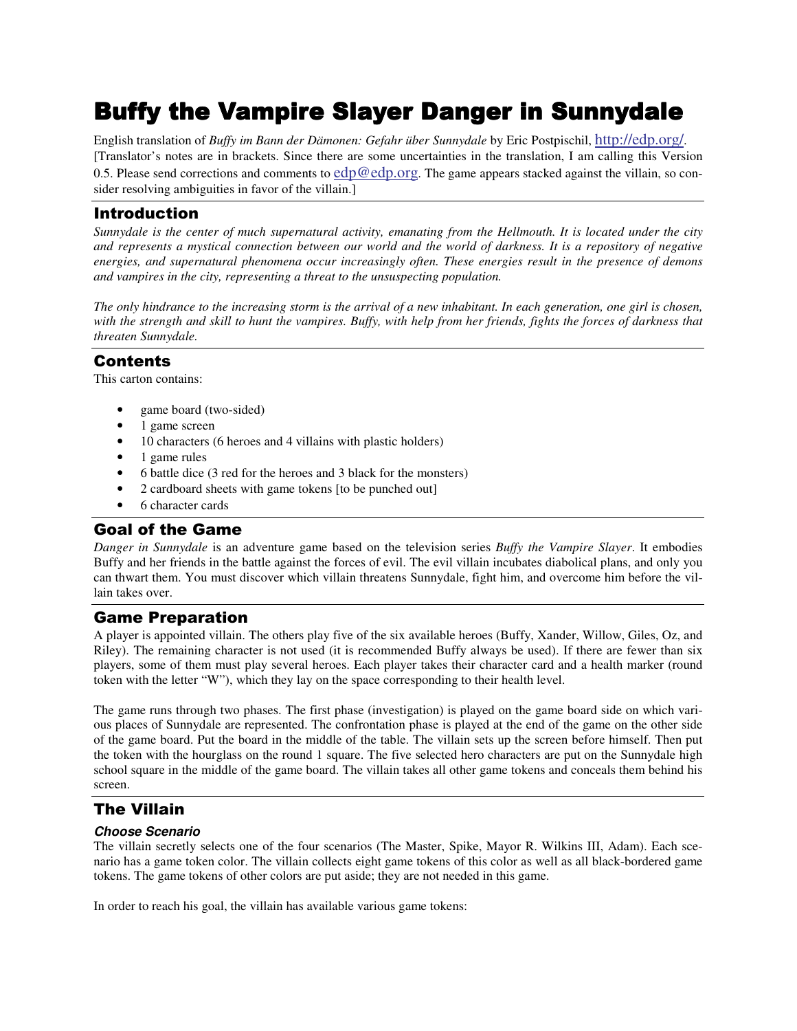# Buffy the Vampire Slayer Danger in Sunnydale

English translation of *Buffy im Bann der Dämonen: Gefahr über Sunnydale* by Eric Postpischil, http://edp.org/. [Translator's notes are in brackets. Since there are some uncertainties in the translation, I am calling this Version 0.5. Please send corrections and comments to edp@edp.org. The game appears stacked against the villain, so consider resolving ambiguities in favor of the villain.]

## Introduction

*Sunnydale is the center of much supernatural activity, emanating from the Hellmouth. It is located under the city and represents a mystical connection between our world and the world of darkness. It is a repository of negative energies, and supernatural phenomena occur increasingly often. These energies result in the presence of demons and vampires in the city, representing a threat to the unsuspecting population.*

*The only hindrance to the increasing storm is the arrival of a new inhabitant. In each generation, one girl is chosen, with the strength and skill to hunt the vampires. Buffy, with help from her friends, fights the forces of darkness that threaten Sunnydale.*

## Contents

This carton contains:

- game board (two-sided)
- 1 game screen
- 10 characters (6 heroes and 4 villains with plastic holders)
- 1 game rules
- 6 battle dice (3 red for the heroes and 3 black for the monsters)
- 2 cardboard sheets with game tokens [to be punched out]
- 6 character cards

## Goal of the Game

*Danger in Sunnydale* is an adventure game based on the television series *Buffy the Vampire Slayer*. It embodies Buffy and her friends in the battle against the forces of evil. The evil villain incubates diabolical plans, and only you can thwart them. You must discover which villain threatens Sunnydale, fight him, and overcome him before the villain takes over.

## Game Preparation

A player is appointed villain. The others play five of the six available heroes (Buffy, Xander, Willow, Giles, Oz, and Riley). The remaining character is not used (it is recommended Buffy always be used). If there are fewer than six players, some of them must play several heroes. Each player takes their character card and a health marker (round token with the letter "W"), which they lay on the space corresponding to their health level.

The game runs through two phases. The first phase (investigation) is played on the game board side on which various places of Sunnydale are represented. The confrontation phase is played at the end of the game on the other side of the game board. Put the board in the middle of the table. The villain sets up the screen before himself. Then put the token with the hourglass on the round 1 square. The five selected hero characters are put on the Sunnydale high school square in the middle of the game board. The villain takes all other game tokens and conceals them behind his screen.

## The Villain

### *Choose Scenario*

The villain secretly selects one of the four scenarios (The Master, Spike, Mayor R. Wilkins III, Adam). Each scenario has a game token color. The villain collects eight game tokens of this color as well as all black-bordered game tokens. The game tokens of other colors are put aside; they are not needed in this game.

In order to reach his goal, the villain has available various game tokens: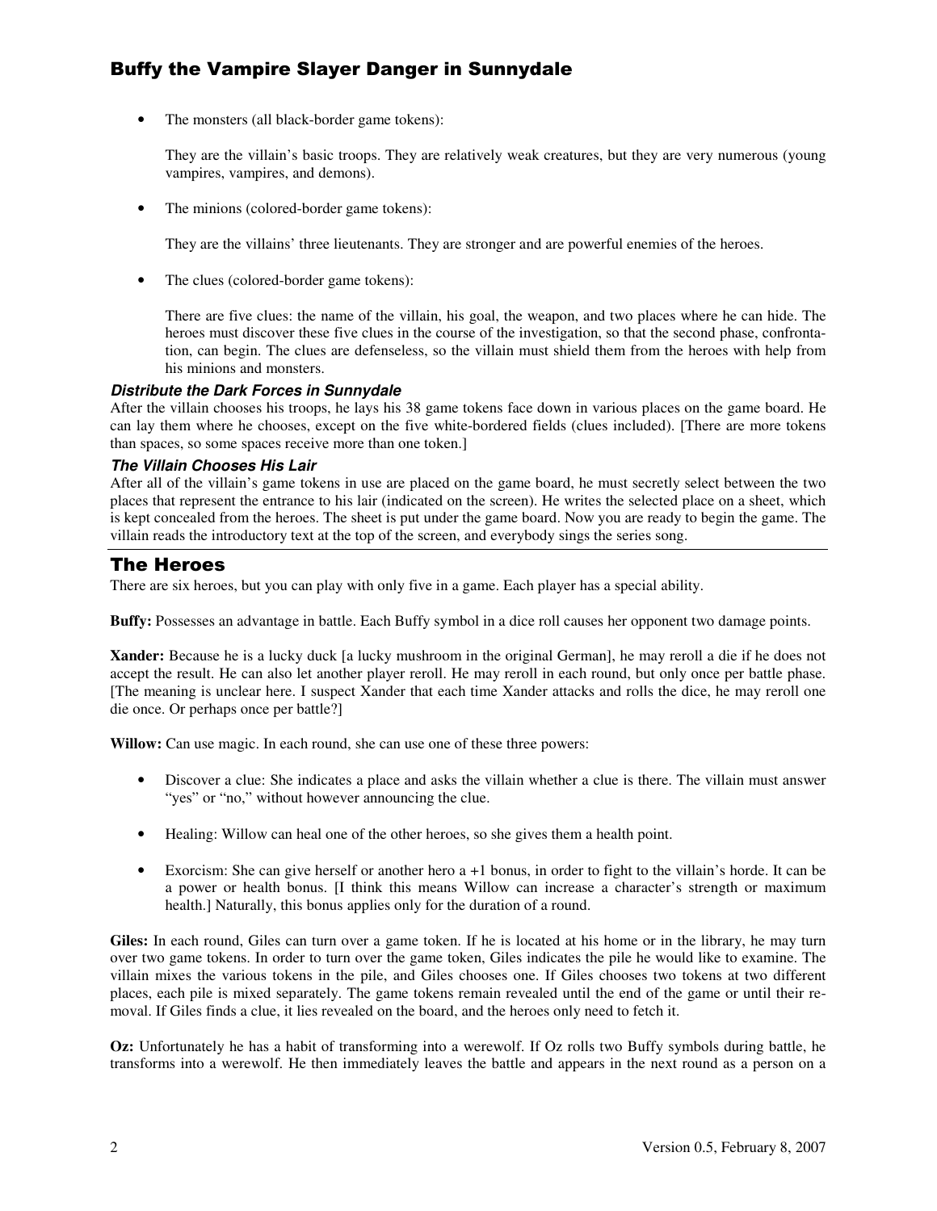- The monsters (all black-border game tokens):

  They are the villain's basic troops. They are relatively weak creatures, but they are very numerous (young vampires, vampires, and demons).

- The minions (colored-border game tokens):

  They are the villains' three lieutenants. They are stronger and are powerful enemies of the heroes.

- The clues (colored-border game tokens):

  There are five clues: the name of the villain, his goal, the weapon, and two places where he can hide. The heroes must discover these five clues in the course of the investigation, so that the second phase, confrontation, can begin. The clues are defenseless, so the villain must shield them from the heroes with help from his minions and monsters.

#### *Distribute the Dark Forces in Sunnydale*

After the villain chooses his troops, he lays his 38 game tokens face down in various places on the game board. He can lay them where he chooses, except on the five white-bordered fields (clues included). [There are more tokens than spaces, so some spaces receive more than one token.]

#### *The Villain Chooses His Lair*

After all of the villain's game tokens in use are placed on the game board, he must secretly select between the two places that represent the entrance to his lair (indicated on the screen). He writes the selected place on a sheet, which is kept concealed from the heroes. The sheet is put under the game board. Now you are ready to begin the game. The villain reads the introductory text at the top of the screen, and everybody sings the series song.

## The Heroes

There are six heroes, but you can play with only five in a game. Each player has a special ability.

**Buffy:** Possesses an advantage in battle. Each Buffy symbol in a dice roll causes her opponent two damage points.

**Xander:** Because he is a lucky duck [a lucky mushroom in the original German], he may reroll a die if he does not accept the result. He can also let another player reroll. He may reroll in each round, but only once per battle phase. [The meaning is unclear here. I suspect Xander that each time Xander attacks and rolls the dice, he may reroll one die once. Or perhaps once per battle?]

**Willow:** Can use magic. In each round, she can use one of these three powers:

- Discover a clue: She indicates a place and asks the villain whether a clue is there. The villain must answer "yes" or "no," without however announcing the clue.
- Healing: Willow can heal one of the other heroes, so she gives them a health point.
- Exorcism: She can give herself or another hero a +1 bonus, in order to fight to the villain's horde. It can be a power or health bonus. [I think this means Willow can increase a character's strength or maximum health.] Naturally, this bonus applies only for the duration of a round.

**Giles:** In each round, Giles can turn over a game token. If he is located at his home or in the library, he may turn over two game tokens. In order to turn over the game token, Giles indicates the pile he would like to examine. The villain mixes the various tokens in the pile, and Giles chooses one. If Giles chooses two tokens at two different places, each pile is mixed separately. The game tokens remain revealed until the end of the game or until their removal. If Giles finds a clue, it lies revealed on the board, and the heroes only need to fetch it.

**Oz:** Unfortunately he has a habit of transforming into a werewolf. If Oz rolls two Buffy symbols during battle, he transforms into a werewolf. He then immediately leaves the battle and appears in the next round as a person on a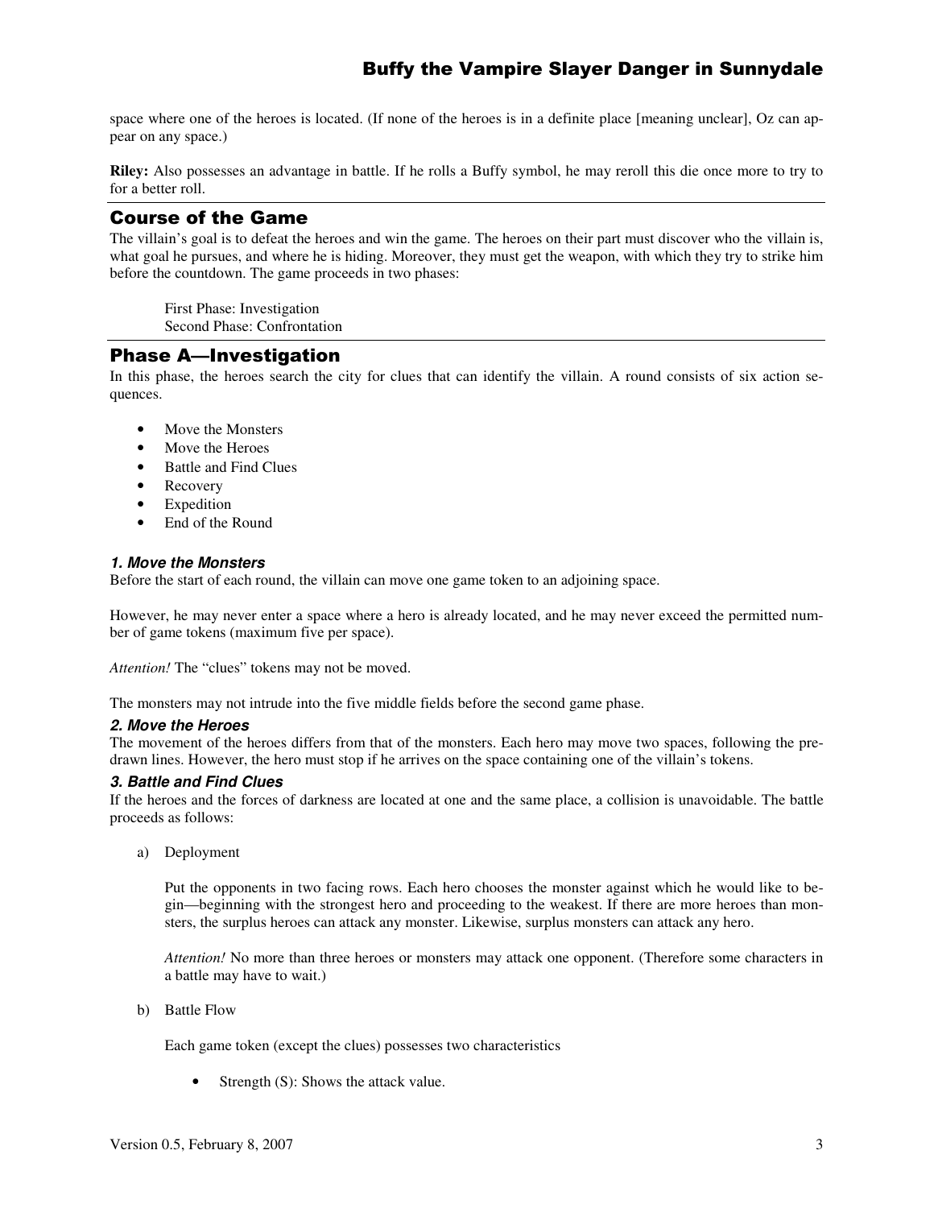space where one of the heroes is located. (If none of the heroes is in a definite place [meaning unclear], Oz can appear on any space.)

**Riley:** Also possesses an advantage in battle. If he rolls a Buffy symbol, he may reroll this die once more to try to for a better roll.

## Course of the Game

The villain's goal is to defeat the heroes and win the game. The heroes on their part must discover who the villain is, what goal he pursues, and where he is hiding. Moreover, they must get the weapon, with which they try to strike him before the countdown. The game proceeds in two phases:

First Phase: Investigation
Second Phase: Confrontation

## Phase A—Investigation

In this phase, the heroes search the city for clues that can identify the villain. A round consists of six action sequences.

- Move the Monsters
- Move the Heroes
- Battle and Find Clues
- Recovery
- Expedition
- End of the Round

### *1. Move the Monsters*

Before the start of each round, the villain can move one game token to an adjoining space.

However, he may never enter a space where a hero is already located, and he may never exceed the permitted number of game tokens (maximum five per space).

*Attention!* The "clues" tokens may not be moved.

The monsters may not intrude into the five middle fields before the second game phase.

### *2. Move the Heroes*

The movement of the heroes differs from that of the monsters. Each hero may move two spaces, following the predrawn lines. However, the hero must stop if he arrives on the space containing one of the villain's tokens.

### *3. Battle and Find Clues*

If the heroes and the forces of darkness are located at one and the same place, a collision is unavoidable. The battle proceeds as follows:

a) Deployment

   Put the opponents in two facing rows. Each hero chooses the monster against which he would like to begin—beginning with the strongest hero and proceeding to the weakest. If there are more heroes than monsters, the surplus heroes can attack any monster. Likewise, surplus monsters can attack any hero.

   *Attention!* No more than three heroes or monsters may attack one opponent. (Therefore some characters in a battle may have to wait.)

b) Battle Flow

   Each game token (except the clues) possesses two characteristics

   - Strength (S): Shows the attack value.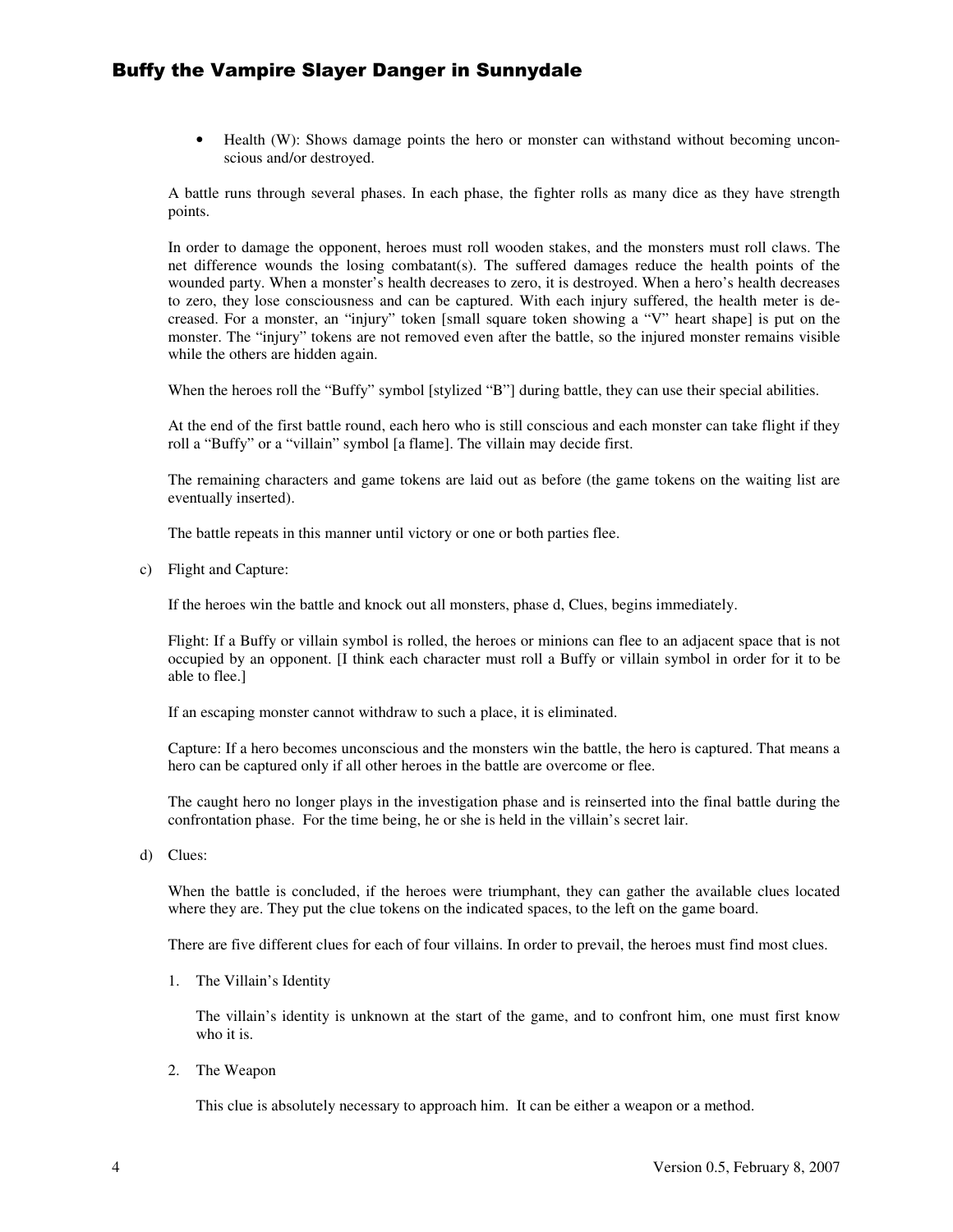- Health (W): Shows damage points the hero or monster can withstand without becoming unconscious and/or destroyed.

A battle runs through several phases. In each phase, the fighter rolls as many dice as they have strength points.

In order to damage the opponent, heroes must roll wooden stakes, and the monsters must roll claws. The net difference wounds the losing combatant(s). The suffered damages reduce the health points of the wounded party. When a monster's health decreases to zero, it is destroyed. When a hero's health decreases to zero, they lose consciousness and can be captured. With each injury suffered, the health meter is decreased. For a monster, an "injury" token [small square token showing a "V" heart shape] is put on the monster. The "injury" tokens are not removed even after the battle, so the injured monster remains visible while the others are hidden again.

When the heroes roll the "Buffy" symbol [stylized "B"] during battle, they can use their special abilities.

At the end of the first battle round, each hero who is still conscious and each monster can take flight if they roll a "Buffy" or a "villain" symbol [a flame]. The villain may decide first.

The remaining characters and game tokens are laid out as before (the game tokens on the waiting list are eventually inserted).

The battle repeats in this manner until victory or one or both parties flee.

c) Flight and Capture:

If the heroes win the battle and knock out all monsters, phase d, Clues, begins immediately.

Flight: If a Buffy or villain symbol is rolled, the heroes or minions can flee to an adjacent space that is not occupied by an opponent. [I think each character must roll a Buffy or villain symbol in order for it to be able to flee.]

If an escaping monster cannot withdraw to such a place, it is eliminated.

Capture: If a hero becomes unconscious and the monsters win the battle, the hero is captured. That means a hero can be captured only if all other heroes in the battle are overcome or flee.

The caught hero no longer plays in the investigation phase and is reinserted into the final battle during the confrontation phase. For the time being, he or she is held in the villain's secret lair.

d) Clues:

When the battle is concluded, if the heroes were triumphant, they can gather the available clues located where they are. They put the clue tokens on the indicated spaces, to the left on the game board.

There are five different clues for each of four villains. In order to prevail, the heroes must find most clues.

1. The Villain's Identity

   The villain's identity is unknown at the start of the game, and to confront him, one must first know who it is.

2. The Weapon

   This clue is absolutely necessary to approach him. It can be either a weapon or a method.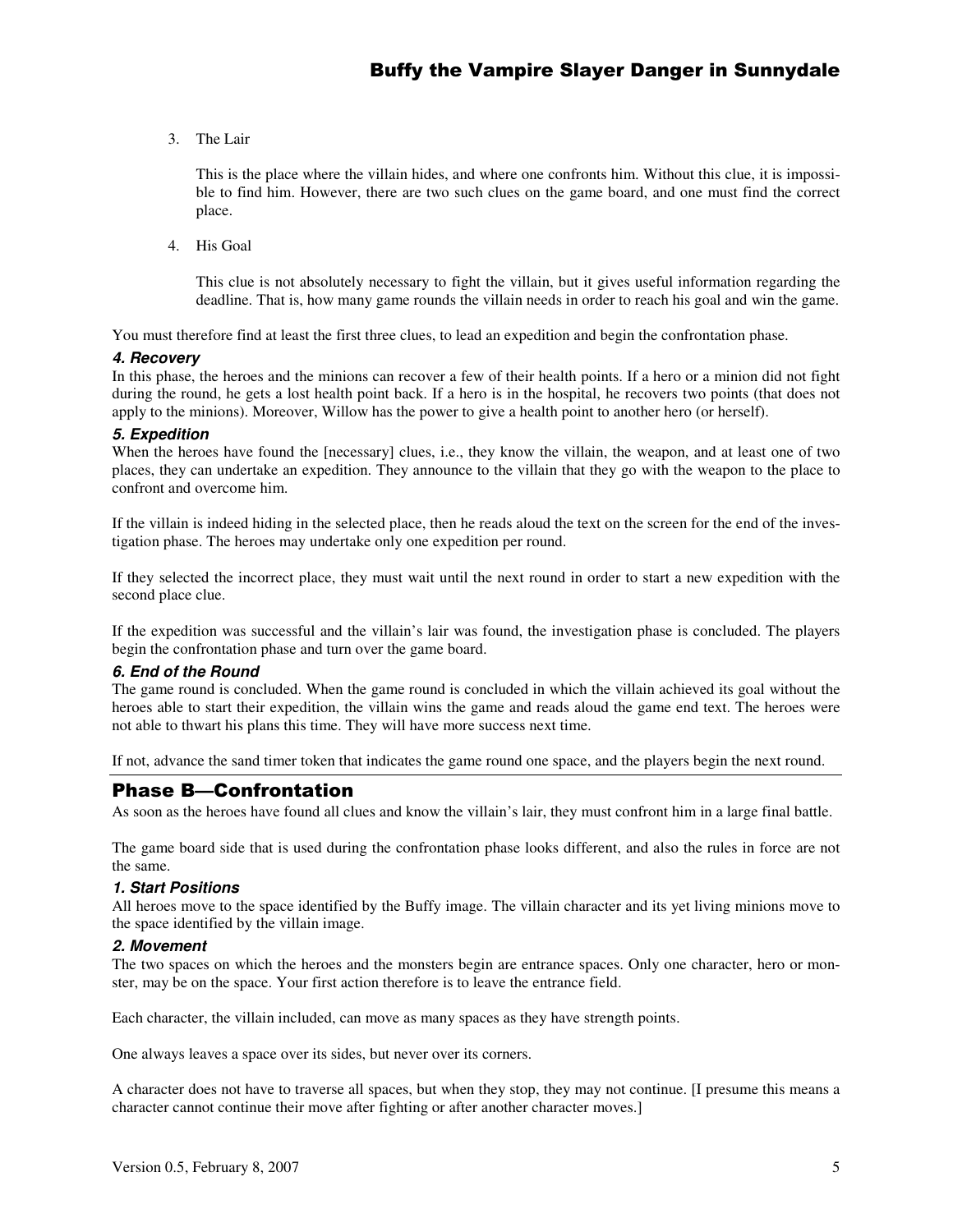3. The Lair

   This is the place where the villain hides, and where one confronts him. Without this clue, it is impossible to find him. However, there are two such clues on the game board, and one must find the correct place.

4. His Goal

   This clue is not absolutely necessary to fight the villain, but it gives useful information regarding the deadline. That is, how many game rounds the villain needs in order to reach his goal and win the game.

You must therefore find at least the first three clues, to lead an expedition and begin the confrontation phase.

#### *4. Recovery*

In this phase, the heroes and the minions can recover a few of their health points. If a hero or a minion did not fight during the round, he gets a lost health point back. If a hero is in the hospital, he recovers two points (that does not apply to the minions). Moreover, Willow has the power to give a health point to another hero (or herself).

#### *5. Expedition*

When the heroes have found the [necessary] clues, i.e., they know the villain, the weapon, and at least one of two places, they can undertake an expedition. They announce to the villain that they go with the weapon to the place to confront and overcome him.

If the villain is indeed hiding in the selected place, then he reads aloud the text on the screen for the end of the investigation phase. The heroes may undertake only one expedition per round.

If they selected the incorrect place, they must wait until the next round in order to start a new expedition with the second place clue.

If the expedition was successful and the villain's lair was found, the investigation phase is concluded. The players begin the confrontation phase and turn over the game board.

#### *6. End of the Round*

The game round is concluded. When the game round is concluded in which the villain achieved its goal without the heroes able to start their expedition, the villain wins the game and reads aloud the game end text. The heroes were not able to thwart his plans this time. They will have more success next time.

If not, advance the sand timer token that indicates the game round one space, and the players begin the next round.

## Phase B—Confrontation

As soon as the heroes have found all clues and know the villain's lair, they must confront him in a large final battle.

The game board side that is used during the confrontation phase looks different, and also the rules in force are not the same.

#### *1. Start Positions*

All heroes move to the space identified by the Buffy image. The villain character and its yet living minions move to the space identified by the villain image.

#### *2. Movement*

The two spaces on which the heroes and the monsters begin are entrance spaces. Only one character, hero or monster, may be on the space. Your first action therefore is to leave the entrance field.

Each character, the villain included, can move as many spaces as they have strength points.

One always leaves a space over its sides, but never over its corners.

A character does not have to traverse all spaces, but when they stop, they may not continue. [I presume this means a character cannot continue their move after fighting or after another character moves.]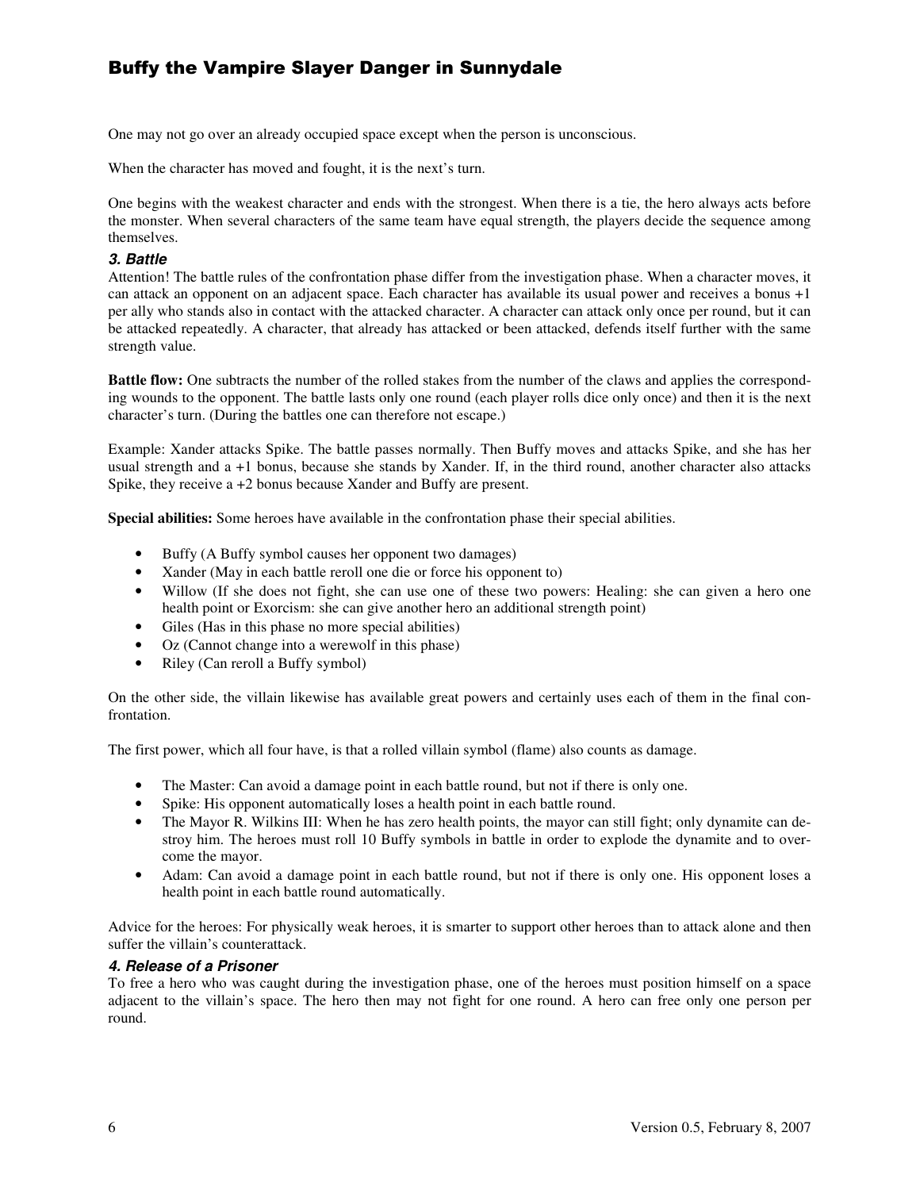One may not go over an already occupied space except when the person is unconscious.

When the character has moved and fought, it is the next's turn.

One begins with the weakest character and ends with the strongest. When there is a tie, the hero always acts before the monster. When several characters of the same team have equal strength, the players decide the sequence among themselves.

### *3. Battle*

Attention! The battle rules of the confrontation phase differ from the investigation phase. When a character moves, it can attack an opponent on an adjacent space. Each character has available its usual power and receives a bonus +1 per ally who stands also in contact with the attacked character. A character can attack only once per round, but it can be attacked repeatedly. A character, that already has attacked or been attacked, defends itself further with the same strength value.

**Battle flow:** One subtracts the number of the rolled stakes from the number of the claws and applies the corresponding wounds to the opponent. The battle lasts only one round (each player rolls dice only once) and then it is the next character's turn. (During the battles one can therefore not escape.)

Example: Xander attacks Spike. The battle passes normally. Then Buffy moves and attacks Spike, and she has her usual strength and a +1 bonus, because she stands by Xander. If, in the third round, another character also attacks Spike, they receive a +2 bonus because Xander and Buffy are present.

**Special abilities:** Some heroes have available in the confrontation phase their special abilities.

- Buffy (A Buffy symbol causes her opponent two damages)
- Xander (May in each battle reroll one die or force his opponent to)
- Willow (If she does not fight, she can use one of these two powers: Healing: she can given a hero one health point or Exorcism: she can give another hero an additional strength point)
- Giles (Has in this phase no more special abilities)
- Oz (Cannot change into a werewolf in this phase)
- Riley (Can reroll a Buffy symbol)

On the other side, the villain likewise has available great powers and certainly uses each of them in the final confrontation.

The first power, which all four have, is that a rolled villain symbol (flame) also counts as damage.

- The Master: Can avoid a damage point in each battle round, but not if there is only one.
- Spike: His opponent automatically loses a health point in each battle round.
- The Mayor R. Wilkins III: When he has zero health points, the mayor can still fight; only dynamite can destroy him. The heroes must roll 10 Buffy symbols in battle in order to explode the dynamite and to overcome the mayor.
- Adam: Can avoid a damage point in each battle round, but not if there is only one. His opponent loses a health point in each battle round automatically.

Advice for the heroes: For physically weak heroes, it is smarter to support other heroes than to attack alone and then suffer the villain's counterattack.

### *4. Release of a Prisoner*

To free a hero who was caught during the investigation phase, one of the heroes must position himself on a space adjacent to the villain's space. The hero then may not fight for one round. A hero can free only one person per round.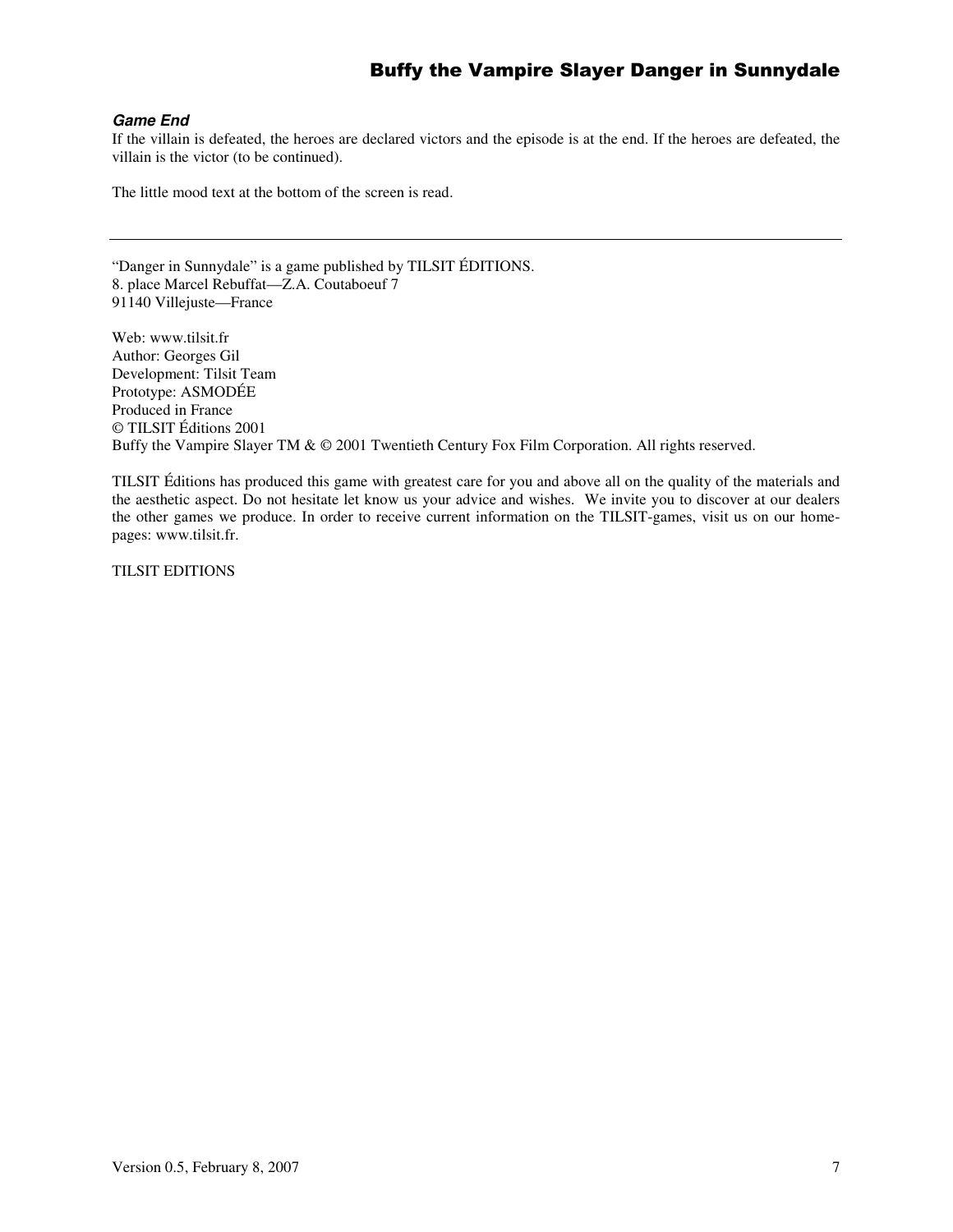### *Game End*

If the villain is defeated, the heroes are declared victors and the episode is at the end. If the heroes are defeated, the villain is the victor (to be continued).

The little mood text at the bottom of the screen is read.

---

"Danger in Sunnydale" is a game published by TILSIT ÉDITIONS.
8. place Marcel Rebuffat—Z.A. Coutaboeuf 7
91140 Villejuste—France

Web: www.tilsit.fr
Author: Georges Gil
Development: Tilsit Team
Prototype: ASMODÉE
Produced in France
© TILSIT Éditions 2001
Buffy the Vampire Slayer TM & © 2001 Twentieth Century Fox Film Corporation. All rights reserved.

TILSIT Éditions has produced this game with greatest care for you and above all on the quality of the materials and the aesthetic aspect. Do not hesitate let know us your advice and wishes. We invite you to discover at our dealers the other games we produce. In order to receive current information on the TILSIT-games, visit us on our home-pages: www.tilsit.fr.

TILSIT EDITIONS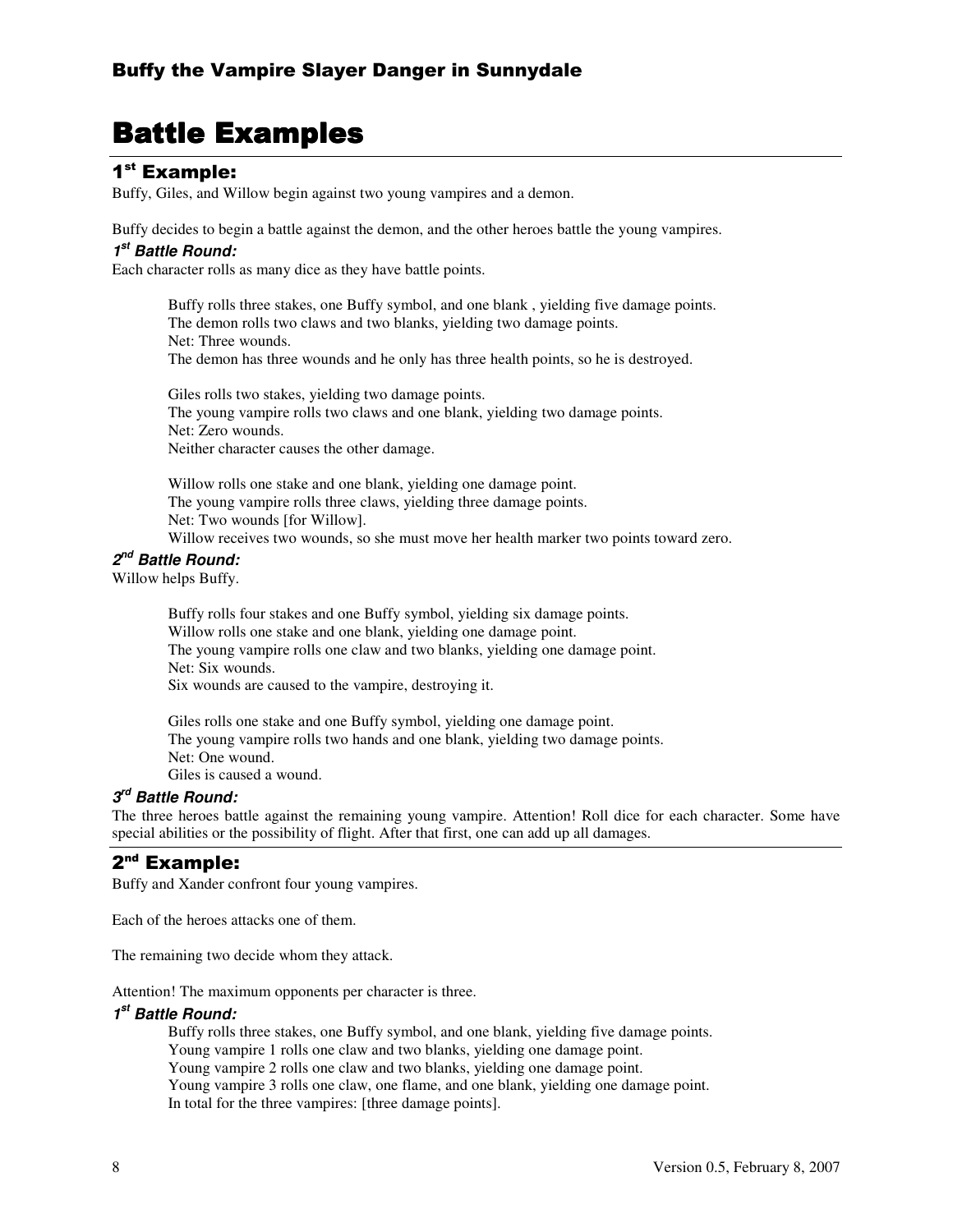# Battle Examples

## 1st Example:

Buffy, Giles, and Willow begin against two young vampires and a demon.

Buffy decides to begin a battle against the demon, and the other heroes battle the young vampires.

### *1st Battle Round:*

Each character rolls as many dice as they have battle points.

> Buffy rolls three stakes, one Buffy symbol, and one blank , yielding five damage points.
> The demon rolls two claws and two blanks, yielding two damage points.
> Net: Three wounds.
> The demon has three wounds and he only has three health points, so he is destroyed.
>
> Giles rolls two stakes, yielding two damage points.
> The young vampire rolls two claws and one blank, yielding two damage points.
> Net: Zero wounds.
> Neither character causes the other damage.
>
> Willow rolls one stake and one blank, yielding one damage point.
> The young vampire rolls three claws, yielding three damage points.
> Net: Two wounds [for Willow].
> Willow receives two wounds, so she must move her health marker two points toward zero.

### *2nd Battle Round:*

Willow helps Buffy.

> Buffy rolls four stakes and one Buffy symbol, yielding six damage points.
> Willow rolls one stake and one blank, yielding one damage point.
> The young vampire rolls one claw and two blanks, yielding one damage point.
> Net: Six wounds.
> Six wounds are caused to the vampire, destroying it.
>
> Giles rolls one stake and one Buffy symbol, yielding one damage point.
> The young vampire rolls two hands and one blank, yielding two damage points.
> Net: One wound.
> Giles is caused a wound.

### *3rd Battle Round:*

The three heroes battle against the remaining young vampire. Attention! Roll dice for each character. Some have special abilities or the possibility of flight. After that first, one can add up all damages.

## 2nd Example:

Buffy and Xander confront four young vampires.

Each of the heroes attacks one of them.

The remaining two decide whom they attack.

Attention! The maximum opponents per character is three.

### *1st Battle Round:*

> Buffy rolls three stakes, one Buffy symbol, and one blank, yielding five damage points.
> Young vampire 1 rolls one claw and two blanks, yielding one damage point.
> Young vampire 2 rolls one claw and two blanks, yielding one damage point.
> Young vampire 3 rolls one claw, one flame, and one blank, yielding one damage point.
> In total for the three vampires: [three damage points].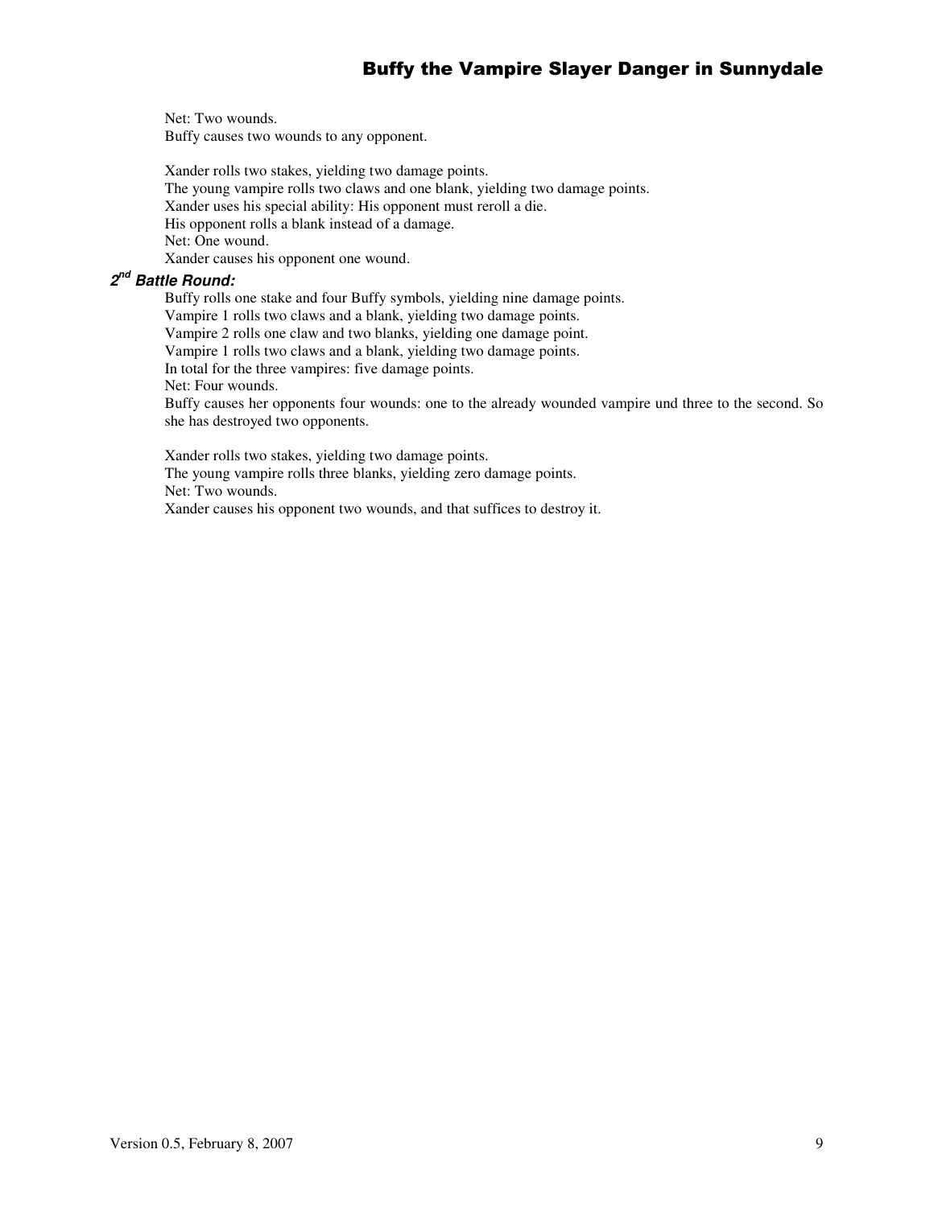Net: Two wounds.
Buffy causes two wounds to any opponent.

Xander rolls two stakes, yielding two damage points.
The young vampire rolls two claws and one blank, yielding two damage points.
Xander uses his special ability: His opponent must reroll a die.
His opponent rolls a blank instead of a damage.
Net: One wound.
Xander causes his opponent one wound.

### *2nd Battle Round:*

Buffy rolls one stake and four Buffy symbols, yielding nine damage points.
Vampire 1 rolls two claws and a blank, yielding two damage points.
Vampire 2 rolls one claw and two blanks, yielding one damage point.
Vampire 1 rolls two claws and a blank, yielding two damage points.
In total for the three vampires: five damage points.
Net: Four wounds.
Buffy causes her opponents four wounds: one to the already wounded vampire und three to the second. So she has destroyed two opponents.

Xander rolls two stakes, yielding two damage points.
The young vampire rolls three blanks, yielding zero damage points.
Net: Two wounds.
Xander causes his opponent two wounds, and that suffices to destroy it.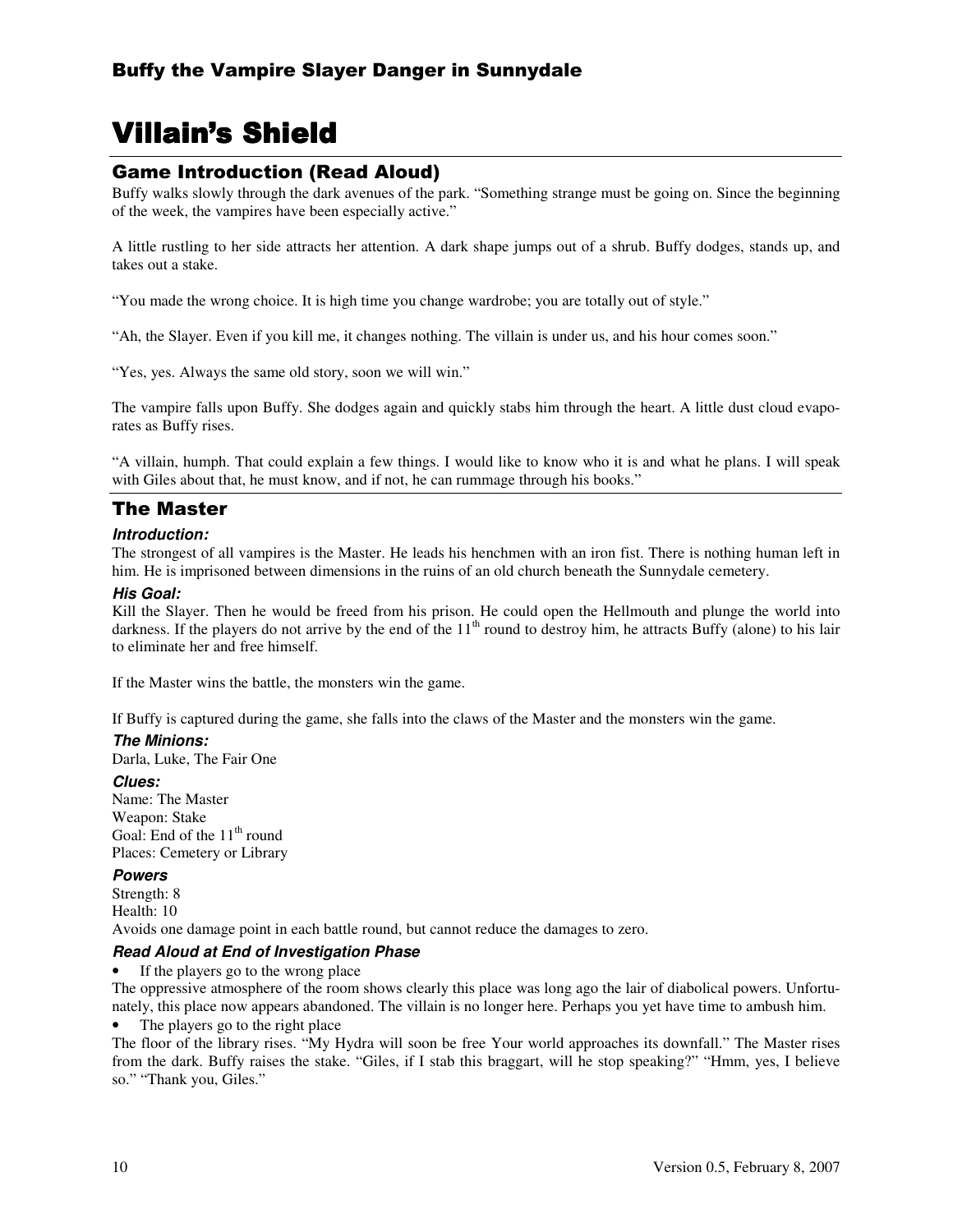# Villain's Shield

## Game Introduction (Read Aloud)

Buffy walks slowly through the dark avenues of the park. "Something strange must be going on. Since the beginning of the week, the vampires have been especially active."

A little rustling to her side attracts her attention. A dark shape jumps out of a shrub. Buffy dodges, stands up, and takes out a stake.

"You made the wrong choice. It is high time you change wardrobe; you are totally out of style."

"Ah, the Slayer. Even if you kill me, it changes nothing. The villain is under us, and his hour comes soon."

"Yes, yes. Always the same old story, soon we will win."

The vampire falls upon Buffy. She dodges again and quickly stabs him through the heart. A little dust cloud evaporates as Buffy rises.

"A villain, humph. That could explain a few things. I would like to know who it is and what he plans. I will speak with Giles about that, he must know, and if not, he can rummage through his books."

## The Master

### *Introduction:*

The strongest of all vampires is the Master. He leads his henchmen with an iron fist. There is nothing human left in him. He is imprisoned between dimensions in the ruins of an old church beneath the Sunnydale cemetery.

### *His Goal:*

Kill the Slayer. Then he would be freed from his prison. He could open the Hellmouth and plunge the world into darkness. If the players do not arrive by the end of the 11th round to destroy him, he attracts Buffy (alone) to his lair to eliminate her and free himself.

If the Master wins the battle, the monsters win the game.

If Buffy is captured during the game, she falls into the claws of the Master and the monsters win the game.

### *The Minions:*

Darla, Luke, The Fair One

### *Clues:*

Name: The Master
Weapon: Stake
Goal: End of the 11th round
Places: Cemetery or Library

### *Powers*

Strength: 8
Health: 10
Avoids one damage point in each battle round, but cannot reduce the damages to zero.

### *Read Aloud at End of Investigation Phase*

- If the players go to the wrong place

The oppressive atmosphere of the room shows clearly this place was long ago the lair of diabolical powers. Unfortunately, this place now appears abandoned. The villain is no longer here. Perhaps you yet have time to ambush him.

- The players go to the right place

The floor of the library rises. "My Hydra will soon be free Your world approaches its downfall." The Master rises from the dark. Buffy raises the stake. "Giles, if I stab this braggart, will he stop speaking?" "Hmm, yes, I believe so." "Thank you, Giles."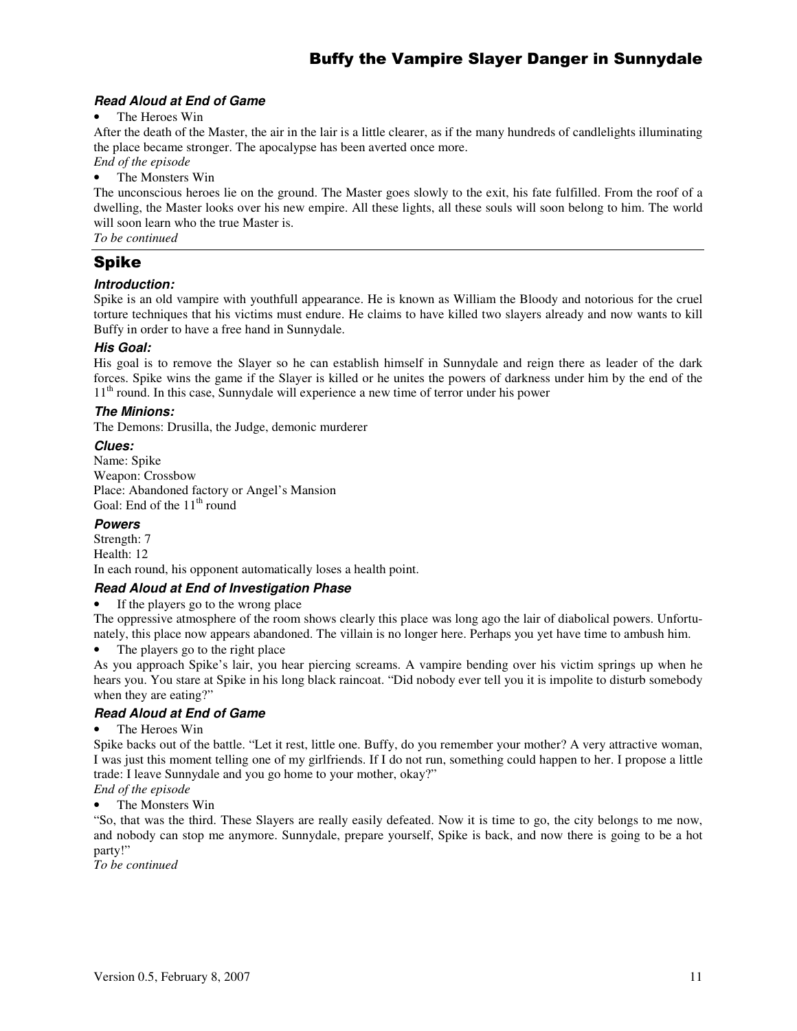#### *Read Aloud at End of Game*

- The Heroes Win

After the death of the Master, the air in the lair is a little clearer, as if the many hundreds of candlelights illuminating the place became stronger. The apocalypse has been averted once more.

*End of the episode*

- The Monsters Win

The unconscious heroes lie on the ground. The Master goes slowly to the exit, his fate fulfilled. From the roof of a dwelling, the Master looks over his new empire. All these lights, all these souls will soon belong to him. The world will soon learn who the true Master is.

*To be continued*

---

## Spike

#### *Introduction:*

Spike is an old vampire with youthfull appearance. He is known as William the Bloody and notorious for the cruel torture techniques that his victims must endure. He claims to have killed two slayers already and now wants to kill Buffy in order to have a free hand in Sunnydale.

#### *His Goal:*

His goal is to remove the Slayer so he can establish himself in Sunnydale and reign there as leader of the dark forces. Spike wins the game if the Slayer is killed or he unites the powers of darkness under him by the end of the 11th round. In this case, Sunnydale will experience a new time of terror under his power

#### *The Minions:*

The Demons: Drusilla, the Judge, demonic murderer

#### *Clues:*

Name: Spike
Weapon: Crossbow
Place: Abandoned factory or Angel's Mansion
Goal: End of the 11th round

#### *Powers*

Strength: 7
Health: 12
In each round, his opponent automatically loses a health point.

#### *Read Aloud at End of Investigation Phase*

- If the players go to the wrong place

The oppressive atmosphere of the room shows clearly this place was long ago the lair of diabolical powers. Unfortunately, this place now appears abandoned. The villain is no longer here. Perhaps you yet have time to ambush him.

- The players go to the right place

As you approach Spike's lair, you hear piercing screams. A vampire bending over his victim springs up when he hears you. You stare at Spike in his long black raincoat. "Did nobody ever tell you it is impolite to disturb somebody when they are eating?"

#### *Read Aloud at End of Game*

- The Heroes Win

Spike backs out of the battle. "Let it rest, little one. Buffy, do you remember your mother? A very attractive woman, I was just this moment telling one of my girlfriends. If I do not run, something could happen to her. I propose a little trade: I leave Sunnydale and you go home to your mother, okay?"

*End of the episode*

- The Monsters Win

"So, that was the third. These Slayers are really easily defeated. Now it is time to go, the city belongs to me now, and nobody can stop me anymore. Sunnydale, prepare yourself, Spike is back, and now there is going to be a hot party!"

*To be continued*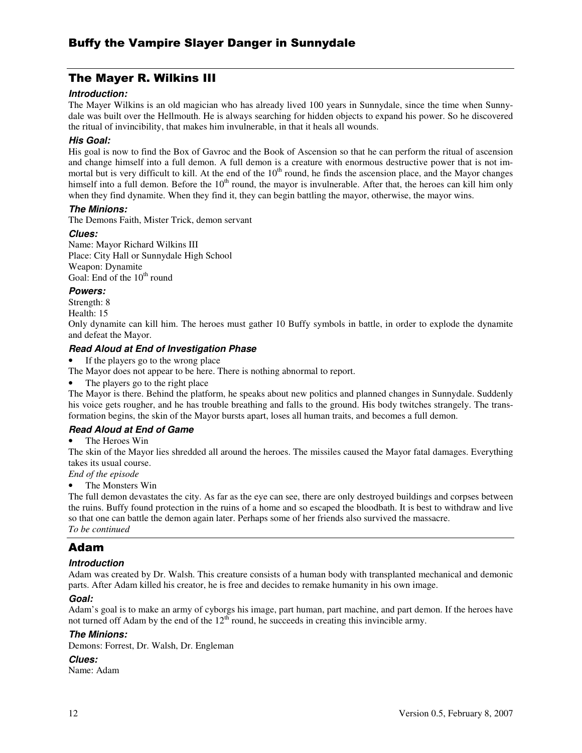## The Mayer R. Wilkins III

### Introduction:

The Mayer Wilkins is an old magician who has already lived 100 years in Sunnydale, since the time when Sunnydale was built over the Hellmouth. He is always searching for hidden objects to expand his power. So he discovered the ritual of invincibility, that makes him invulnerable, in that it heals all wounds.

### His Goal:

His goal is now to find the Box of Gavroc and the Book of Ascension so that he can perform the ritual of ascension and change himself into a full demon. A full demon is a creature with enormous destructive power that is not immortal but is very difficult to kill. At the end of the 10th round, he finds the ascension place, and the Mayor changes himself into a full demon. Before the 10th round, the mayor is invulnerable. After that, the heroes can kill him only when they find dynamite. When they find it, they can begin battling the mayor, otherwise, the mayor wins.

### The Minions:

The Demons Faith, Mister Trick, demon servant

### Clues:

Name: Mayor Richard Wilkins III
Place: City Hall or Sunnydale High School
Weapon: Dynamite
Goal: End of the 10th round

### Powers:

Strength: 8
Health: 15
Only dynamite can kill him. The heroes must gather 10 Buffy symbols in battle, in order to explode the dynamite and defeat the Mayor.

### Read Aloud at End of Investigation Phase

- If the players go to the wrong place

The Mayor does not appear to be here. There is nothing abnormal to report.

- The players go to the right place

The Mayor is there. Behind the platform, he speaks about new politics and planned changes in Sunnydale. Suddenly his voice gets rougher, and he has trouble breathing and falls to the ground. His body twitches strangely. The transformation begins, the skin of the Mayor bursts apart, loses all human traits, and becomes a full demon.

### Read Aloud at End of Game

- The Heroes Win

The skin of the Mayor lies shredded all around the heroes. The missiles caused the Mayor fatal damages. Everything takes its usual course.
*End of the episode*

- The Monsters Win

The full demon devastates the city. As far as the eye can see, there are only destroyed buildings and corpses between the ruins. Buffy found protection in the ruins of a home and so escaped the bloodbath. It is best to withdraw and live so that one can battle the demon again later. Perhaps some of her friends also survived the massacre.
*To be continued*

## Adam

### Introduction

Adam was created by Dr. Walsh. This creature consists of a human body with transplanted mechanical and demonic parts. After Adam killed his creator, he is free and decides to remake humanity in his own image.

### Goal:

Adam's goal is to make an army of cyborgs his image, part human, part machine, and part demon. If the heroes have not turned off Adam by the end of the 12th round, he succeeds in creating this invincible army.

### The Minions:

Demons: Forrest, Dr. Walsh, Dr. Engleman

### Clues:

Name: Adam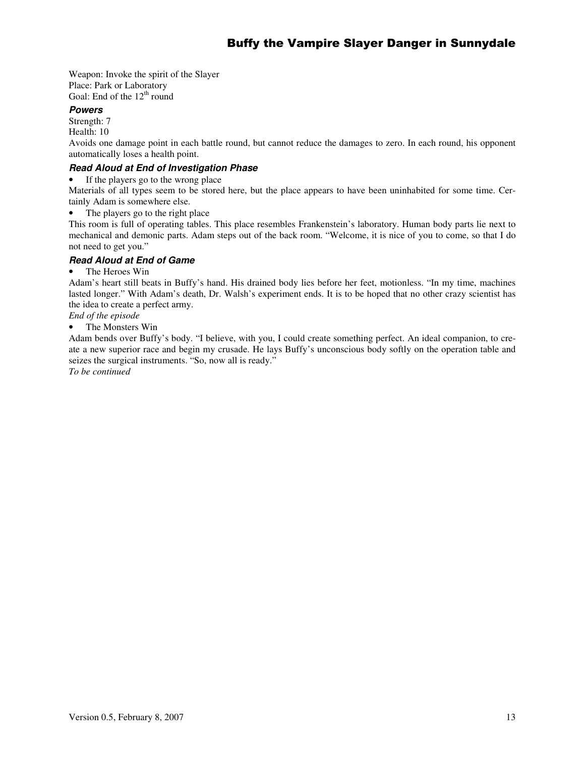Weapon: Invoke the spirit of the Slayer
Place: Park or Laboratory
Goal: End of the 12th round

### *Powers*

Strength: 7
Health: 10
Avoids one damage point in each battle round, but cannot reduce the damages to zero. In each round, his opponent automatically loses a health point.

### *Read Aloud at End of Investigation Phase*

- If the players go to the wrong place

Materials of all types seem to be stored here, but the place appears to have been uninhabited for some time. Certainly Adam is somewhere else.

- The players go to the right place

This room is full of operating tables. This place resembles Frankenstein's laboratory. Human body parts lie next to mechanical and demonic parts. Adam steps out of the back room. "Welcome, it is nice of you to come, so that I do not need to get you."

### *Read Aloud at End of Game*

- The Heroes Win

Adam's heart still beats in Buffy's hand. His drained body lies before her feet, motionless. "In my time, machines lasted longer." With Adam's death, Dr. Walsh's experiment ends. It is to be hoped that no other crazy scientist has the idea to create a perfect army.

*End of the episode*

- The Monsters Win

Adam bends over Buffy's body. "I believe, with you, I could create something perfect. An ideal companion, to create a new superior race and begin my crusade. He lays Buffy's unconscious body softly on the operation table and seizes the surgical instruments. "So, now all is ready."

*To be continued*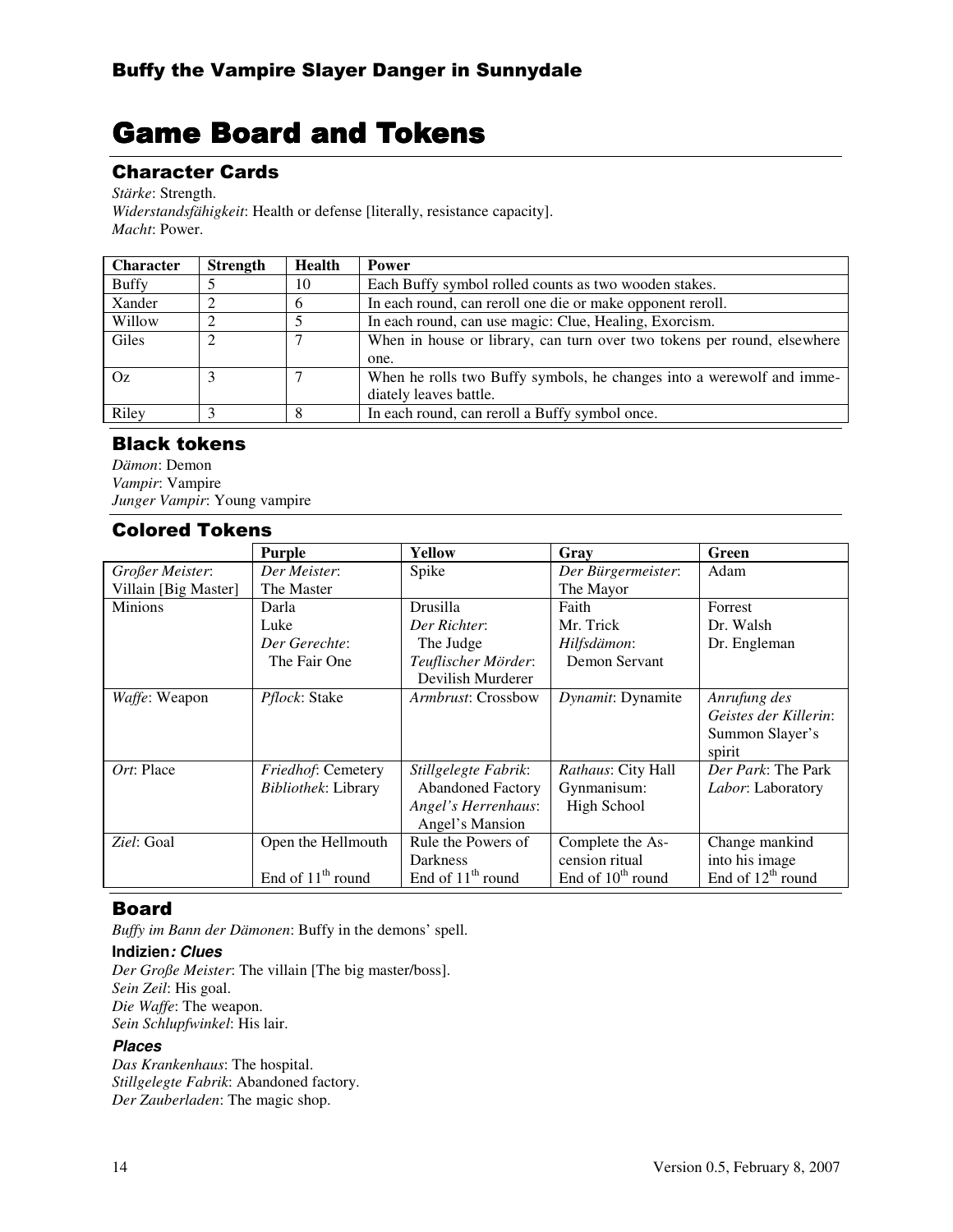# Game Board and Tokens

## Character Cards

*Stärke*: Strength.
*Widerstandsfähigkeit*: Health or defense [literally, resistance capacity].
*Macht*: Power.

| Character | Strength | Health | Power |
|---|---|---|---|
| Buffy | 5 | 10 | Each Buffy symbol rolled counts as two wooden stakes. |
| Xander | 2 | 6 | In each round, can reroll one die or make opponent reroll. |
| Willow | 2 | 5 | In each round, can use magic: Clue, Healing, Exorcism. |
| Giles | 2 | 7 | When in house or library, can turn over two tokens per round, elsewhere one. |
| Oz | 3 | 7 | When he rolls two Buffy symbols, he changes into a werewolf and immediately leaves battle. |
| Riley | 3 | 8 | In each round, can reroll a Buffy symbol once. |

## Black tokens

*Dämon*: Demon
*Vampir*: Vampire
*Junger Vampir*: Young vampire

## Colored Tokens

| | Purple | Yellow | Gray | Green |
|---|---|---|---|---|
| *Großer Meister*: Villain [Big Master] | *Der Meister*: The Master | Spike | *Der Bürgermeister*: The Mayor | Adam |
| Minions | Darla<br>Luke<br>*Der Gerechte*: The Fair One | Drusilla<br>*Der Richter*: The Judge<br>*Teuflischer Mörder*: Devilish Murderer | Faith<br>Mr. Trick<br>*Hilfsdämon*: Demon Servant | Forrest<br>Dr. Walsh<br>Dr. Engleman |
| *Waffe*: Weapon | *Pflock*: Stake | *Armbrust*: Crossbow | *Dynamit*: Dynamite | *Anrufung des Geistes der Killerin*: Summon Slayer's spirit |
| *Ort*: Place | *Friedhof*: Cemetery<br>*Bibliothek*: Library | *Stillgelegte Fabrik*: Abandoned Factory<br>*Angel's Herrenhaus*: Angel's Mansion | *Rathaus*: City Hall<br>Gynmanisum: High School | *Der Park*: The Park<br>*Labor*: Laboratory |
| *Ziel*: Goal | Open the Hellmouth<br><br>End of 11th round | Rule the Powers of Darkness<br>End of 11th round | Complete the Ascension ritual<br>End of 10th round | Change mankind into his image<br>End of 12th round |

## Board

*Buffy im Bann der Dämonen*: Buffy in the demons' spell.

#### Indizien*: Clues*

*Der Große Meister*: The villain [The big master/boss].
*Sein Zeil*: His goal.
*Die Waffe*: The weapon.
*Sein Schlupfwinkel*: His lair.

#### *Places*

*Das Krankenhaus*: The hospital.
*Stillgelegte Fabrik*: Abandoned factory.
*Der Zauberladen*: The magic shop.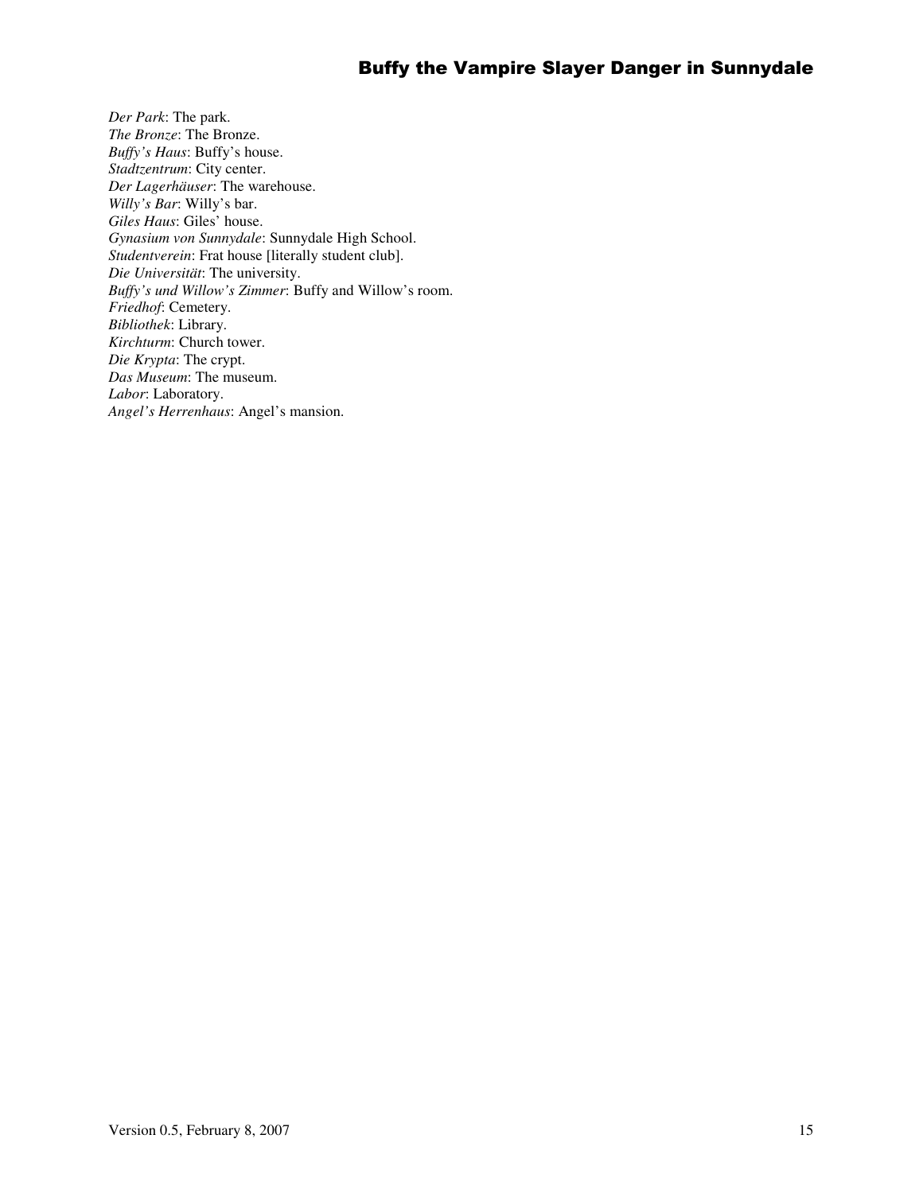*Der Park*: The park.
*The Bronze*: The Bronze.
*Buffy's Haus*: Buffy's house.
*Stadtzentrum*: City center.
*Der Lagerhäuser*: The warehouse.
*Willy's Bar*: Willy's bar.
*Giles Haus*: Giles' house.
*Gynasium von Sunnydale*: Sunnydale High School.
*Studentverein*: Frat house [literally student club].
*Die Universität*: The university.
*Buffy's und Willow's Zimmer*: Buffy and Willow's room.
*Friedhof*: Cemetery.
*Bibliothek*: Library.
*Kirchturm*: Church tower.
*Die Krypta*: The crypt.
*Das Museum*: The museum.
*Labor*: Laboratory.
*Angel's Herrenhaus*: Angel's mansion.